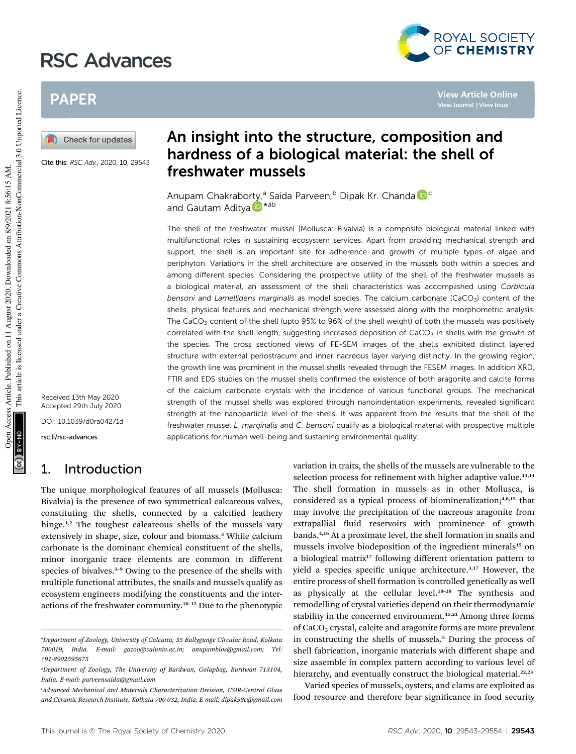# An insight into the structure, composition and hardness of a biological material: the shell of freshwater mussels

Anupam Chakraborty,[a] Saida Parveen,[b] Dipak Kr. Chanda[c] and Gautam Aditya*[ab]

Cite this: *RSC Adv.*, 2020, **10**, 29543

Received 13th May 2020
Accepted 29th July 2020

DOI: 10.1039/d0ra04271d

rsc.li/rsc-advances

The shell of the freshwater mussel (Mollusca: Bivalvia) is a composite biological material linked with multifunctional roles in sustaining ecosystem services. Apart from providing mechanical strength and support, the shell is an important site for adherence and growth of multiple types of algae and periphyton. Variations in the shell architecture are observed in the mussels both within a species and among different species. Considering the prospective utility of the shell of the freshwater mussels as a biological material, an assessment of the shell characteristics was accomplished using *Corbicula bensoni* and *Lamellidens marginalis* as model species. The calcium carbonate ($CaCO_3$) content of the shells, physical features and mechanical strength were assessed along with the morphometric analysis. The $CaCO_3$ content of the shell (upto 95% to 96% of the shell weight) of both the mussels was positively correlated with the shell length, suggesting increased deposition of $CaCO_3$ in shells with the growth of the species. The cross sectioned views of FE-SEM images of the shells exhibited distinct layered structure with external periostracum and inner nacreous layer varying distinctly. In the growing region, the growth line was prominent in the mussel shells revealed through the FESEM images. In addition XRD, FTIR and EDS studies on the mussel shells confirmed the existence of both aragonite and calcite forms of the calcium carbonate crystals with the incidence of various functional groups. The mechanical strength of the mussel shells was explored through nanoindentation experiments, revealed significant strength at the nanoparticle level of the shells. It was apparent from the results that the shell of the freshwater mussel *L. marginalis* and *C. bensoni* qualify as a biological material with prospective multiple applications for human well-being and sustaining environmental quality.

## 1. Introduction

The unique morphological features of all mussels (Mollusca: Bivalvia) is the presence of two symmetrical calcareous valves, constituting the shells, connected by a calcified leathery hinge.[1,2] The toughest calcareous shells of the mussels vary extensively in shape, size, colour and biomass.[3] While calcium carbonate is the dominant chemical constituent of the shells, minor inorganic trace elements are common in different species of bivalves.[3–9] Owing to the presence of the shells with multiple functional attributes, the snails and mussels qualify as ecosystem engineers modifying the constituents and the interactions of the freshwater community.[10–12] Due to the phenotypic variation in traits, the shells of the mussels are vulnerable to the selection process for refinement with higher adaptive value.[13,14] The shell formation in mussels as in other Mollusca, is considered as a typical process of biomineralization;[4,6,15] that may involve the precipitation of the nacreous aragonite from extrapallial fluid reservoirs with prominence of growth bands.[4,16] At a proximate level, the shell formation in snails and mussels involve biodeposition of the ingredient minerals[15] on a biological matrix[17] following different orientation pattern to yield a species specific unique architecture.[3,17] However, the entire process of shell formation is controlled genetically as well as physically at the cellular level.[18–20] The synthesis and remodelling of crystal varieties depend on their thermodynamic stability in the concerned environment.[15,21] Among three forms of $CaCO_3$ crystal, calcite and aragonite forms are more prevalent in constructing the shells of mussels.[5] During the process of shell fabrication, inorganic materials with different shape and size assemble in complex pattern according to various level of hierarchy, and eventually construct the biological material.[22,23]

Varied species of mussels, oysters, and clams are exploited as food resource and therefore bear significance in food security

---

[a]Department of Zoology, University of Calcutta, 35 Ballygunge Circular Road, Kolkata 700019, India. E-mail: gazoo@caluniv.ac.in; anupambios@gmail.com; Tel: +91-8902595675

[b]Department of Zoology, The University of Burdwan, Golapbag, Burdwan 713104, India. E-mail: parveensaida@gmail.com

[c]Advanced Mechanical and Materials Characterization Division, CSIR-Central Glass and Ceramic Research Institute, Kolkata 700 032, India. E-mail: dipak58c@gmail.com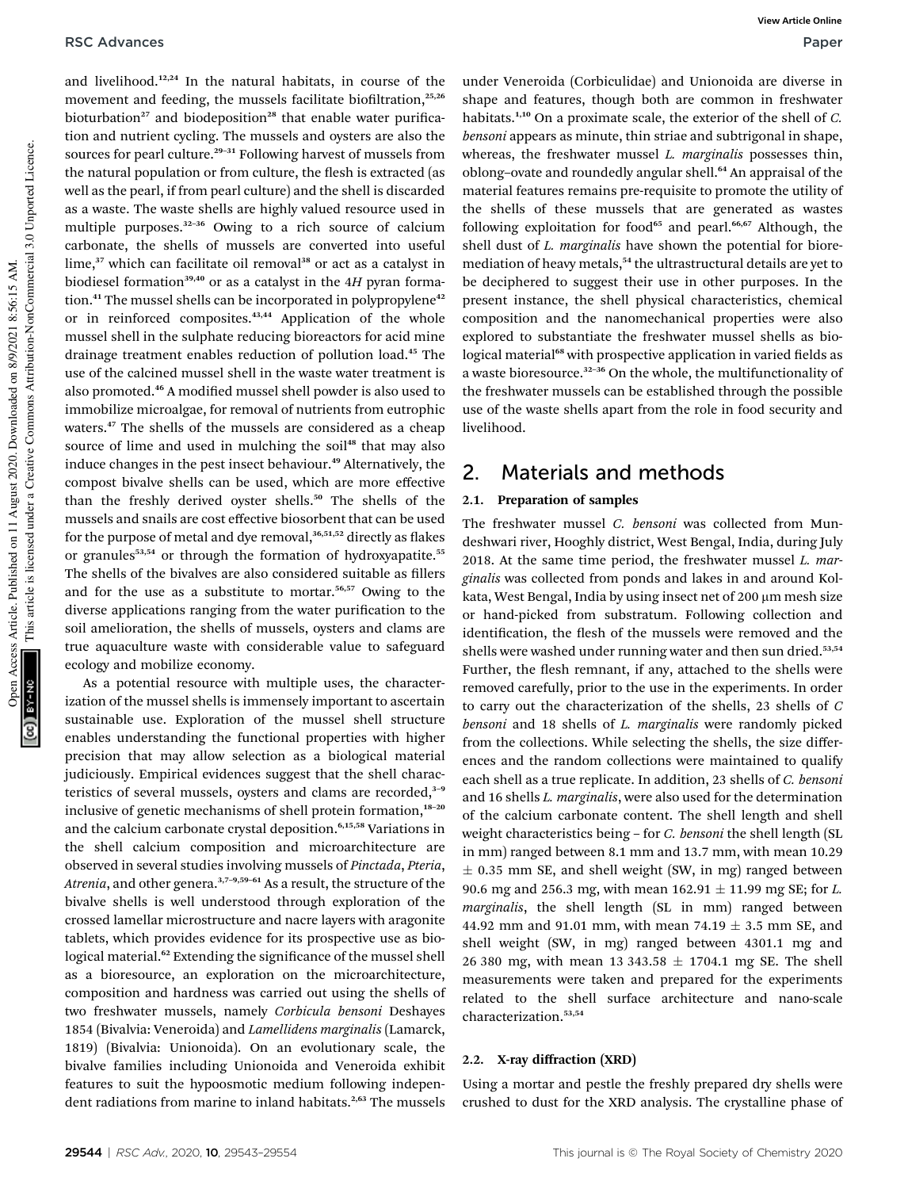and livelihood.[12,24] In the natural habitats, in course of the movement and feeding, the mussels facilitate biofiltration,[25,26] bioturbation[27] and biodeposition[28] that enable water purification and nutrient cycling. The mussels and oysters are also the sources for pearl culture.[29–31] Following harvest of mussels from the natural population or from culture, the flesh is extracted (as well as the pearl, if from pearl culture) and the shell is discarded as a waste. The waste shells are highly valued resource used in multiple purposes.[32–36] Owing to a rich source of calcium carbonate, the shells of mussels are converted into useful lime,[37] which can facilitate oil removal[38] or act as a catalyst in biodiesel formation[39,40] or as a catalyst in the 4*H* pyran formation.[41] The mussel shells can be incorporated in polypropylene[42] or in reinforced composites.[43,44] Application of the whole mussel shell in the sulphate reducing bioreactors for acid mine drainage treatment enables reduction of pollution load.[45] The use of the calcined mussel shell in the waste water treatment is also promoted.[46] A modified mussel shell powder is also used to immobilize microalgae, for removal of nutrients from eutrophic waters.[47] The shells of the mussels are considered as a cheap source of lime and used in mulching the soil[48] that may also induce changes in the pest insect behaviour.[49] Alternatively, the compost bivalve shells can be used, which are more effective than the freshly derived oyster shells.[50] The shells of the mussels and snails are cost effective biosorbent that can be used for the purpose of metal and dye removal,[36,51,52] directly as flakes or granules[53,54] or through the formation of hydroxyapatite.[55] The shells of the bivalves are also considered suitable as fillers and for the use as a substitute to mortar.[56,57] Owing to the diverse applications ranging from the water purification to the soil amelioration, the shells of mussels, oysters and clams are true aquaculture waste with considerable value to safeguard ecology and mobilize economy.

As a potential resource with multiple uses, the characterization of the mussel shells is immensely important to ascertain sustainable use. Exploration of the mussel shell structure enables understanding the functional properties with higher precision that may allow selection as a biological material judiciously. Empirical evidences suggest that the shell characteristics of several mussels, oysters and clams are recorded,[3–9] inclusive of genetic mechanisms of shell protein formation,[18–20] and the calcium carbonate crystal deposition.[6,15,58] Variations in the shell calcium composition and microarchitecture are observed in several studies involving mussels of *Pinctada*, *Pteria*, *Atrenia*, and other genera.[3,7–9,59–61] As a result, the structure of the bivalve shells is well understood through exploration of the crossed lamellar microstructure and nacre layers with aragonite tablets, which provides evidence for its prospective use as biological material.[62] Extending the significance of the mussel shell as a bioresource, an exploration on the microarchitecture, composition and hardness was carried out using the shells of two freshwater mussels, namely *Corbicula bensoni* Deshayes 1854 (Bivalvia: Veneroida) and *Lamellidens marginalis* (Lamarck, 1819) (Bivalvia: Unionoida). On an evolutionary scale, the bivalve families including Unionoida and Veneroida exhibit features to suit the hypoosmotic medium following independent radiations from marine to inland habitats.[2,63] The mussels under Veneroida (Corbiculidae) and Unionoida are diverse in shape and features, though both are common in freshwater habitats.[1,10] On a proximate scale, the exterior of the shell of *C. bensoni* appears as minute, thin striae and subtrigonal in shape, whereas, the freshwater mussel *L. marginalis* possesses thin, oblong–ovate and roundedly angular shell.[64] An appraisal of the material features remains pre-requisite to promote the utility of the shells of these mussels that are generated as wastes following exploitation for food[65] and pearl.[66,67] Although, the shell dust of *L. marginalis* have shown the potential for bioremediation of heavy metals,[54] the ultrastructural details are yet to be deciphered to suggest their use in other purposes. In the present instance, the shell physical characteristics, chemical composition and the nanomechanical properties were also explored to substantiate the freshwater mussel shells as biological material[68] with prospective application in varied fields as a waste bioresource.[32–36] On the whole, the multifunctionality of the freshwater mussels can be established through the possible use of the waste shells apart from the role in food security and livelihood.

## 2. Materials and methods

### 2.1. Preparation of samples

The freshwater mussel *C. bensoni* was collected from Mundeshwari river, Hooghly district, West Bengal, India, during July 2018. At the same time period, the freshwater mussel *L. marginalis* was collected from ponds and lakes in and around Kolkata, West Bengal, India by using insect net of 200 μm mesh size or hand-picked from substratum. Following collection and identification, the flesh of the mussels were removed and the shells were washed under running water and then sun dried.[53,54] Further, the flesh remnant, if any, attached to the shells were removed carefully, prior to the use in the experiments. In order to carry out the characterization of the shells, 23 shells of *C bensoni* and 18 shells of *L. marginalis* were randomly picked from the collections. While selecting the shells, the size differences and the random collections were maintained to qualify each shell as a true replicate. In addition, 23 shells of *C. bensoni* and 16 shells *L. marginalis*, were also used for the determination of the calcium carbonate content. The shell length and shell weight characteristics being – for *C. bensoni* the shell length (SL in mm) ranged between 8.1 mm and 13.7 mm, with mean 10.29 ± 0.35 mm SE, and shell weight (SW, in mg) ranged between 90.6 mg and 256.3 mg, with mean 162.91 ± 11.99 mg SE; for *L. marginalis*, the shell length (SL in mm) ranged between 44.92 mm and 91.01 mm, with mean 74.19 ± 3.5 mm SE, and shell weight (SW, in mg) ranged between 4301.1 mg and 26 380 mg, with mean 13 343.58 ± 1704.1 mg SE. The shell measurements were taken and prepared for the experiments related to the shell surface architecture and nano-scale characterization.[53,54]

### 2.2. X-ray diffraction (XRD)

Using a mortar and pestle the freshly prepared dry shells were crushed to dust for the XRD analysis. The crystalline phase of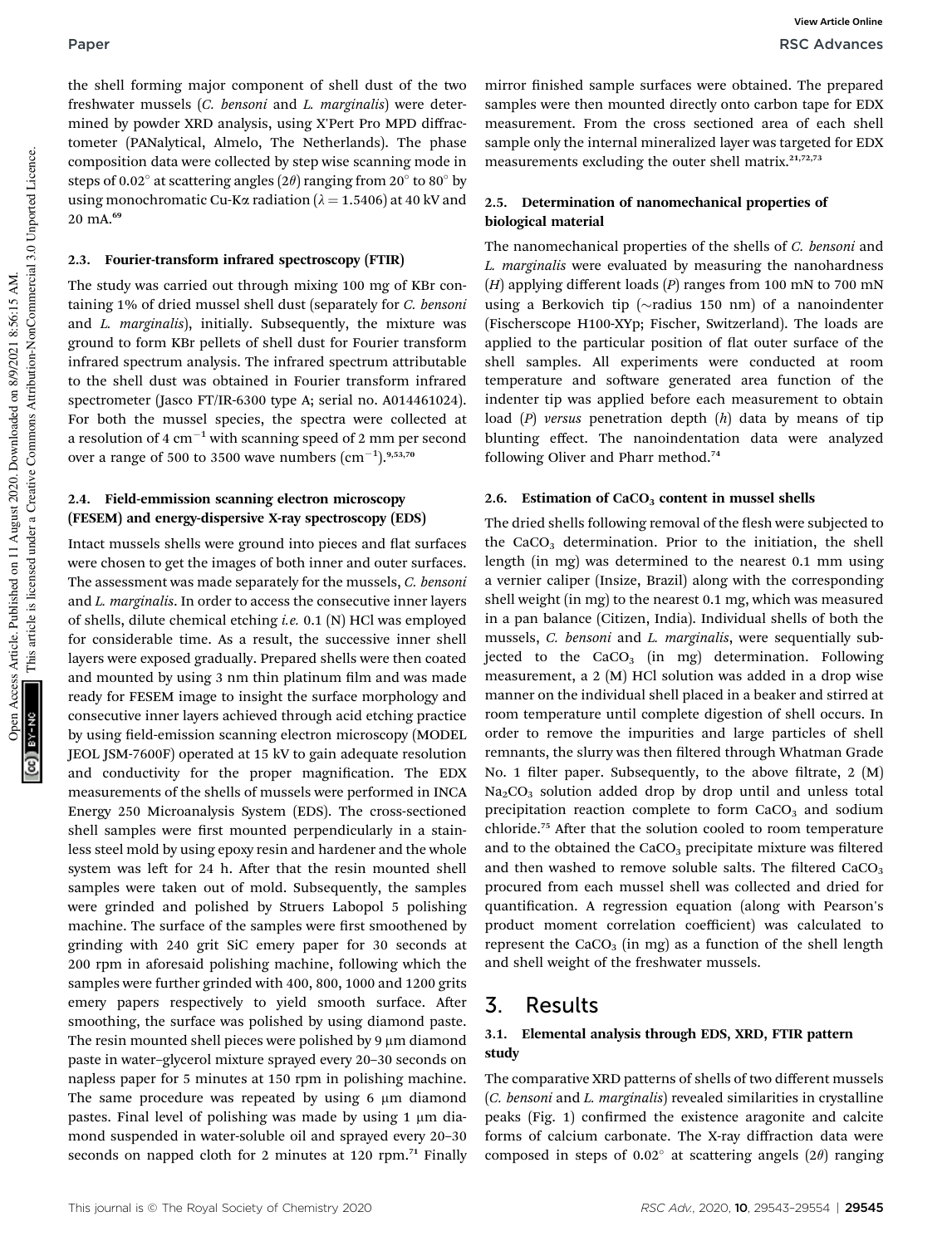the shell forming major component of shell dust of the two freshwater mussels (*C. bensoni* and *L. marginalis*) were determined by powder XRD analysis, using X'Pert Pro MPD diffractometer (PANalytical, Almelo, The Netherlands). The phase composition data were collected by step wise scanning mode in steps of 0.02° at scattering angles (2$\theta$) ranging from 20° to 80° by using monochromatic Cu-K$\alpha$ radiation ($\lambda$ = 1.5406) at 40 kV and 20 mA.[69]

### 2.3. Fourier-transform infrared spectroscopy (FTIR)

The study was carried out through mixing 100 mg of KBr containing 1% of dried mussel shell dust (separately for *C. bensoni* and *L. marginalis*), initially. Subsequently, the mixture was ground to form KBr pellets of shell dust for Fourier transform infrared spectrum analysis. The infrared spectrum attributable to the shell dust was obtained in Fourier transform infrared spectrometer (Jasco FT/IR-6300 type A; serial no. A014461024). For both the mussel species, the spectra were collected at a resolution of 4 $cm^{-1}$ with scanning speed of 2 mm per second over a range of 500 to 3500 wave numbers ($cm^{-1}$).[9,53,70]

### 2.4. Field-emmission scanning electron microscopy (FESEM) and energy-dispersive X-ray spectroscopy (EDS)

Intact mussels shells were ground into pieces and flat surfaces were chosen to get the images of both inner and outer surfaces. The assessment was made separately for the mussels, *C. bensoni* and *L. marginalis*. In order to access the consecutive inner layers of shells, dilute chemical etching *i.e.* 0.1 (N) HCl was employed for considerable time. As a result, the successive inner shell layers were exposed gradually. Prepared shells were then coated and mounted by using 3 nm thin platinum film and was made ready for FESEM image to insight the surface morphology and consecutive inner layers achieved through acid etching practice by using field-emission scanning electron microscopy (MODEL JEOL JSM-7600F) operated at 15 kV to gain adequate resolution and conductivity for the proper magnification. The EDX measurements of the shells of mussels were performed in INCA Energy 250 Microanalysis System (EDS). The cross-sectioned shell samples were first mounted perpendicularly in a stainless steel mold by using epoxy resin and hardener and the whole system was left for 24 h. After that the resin mounted shell samples were taken out of mold. Subsequently, the samples were grinded and polished by Struers Labopol 5 polishing machine. The surface of the samples were first smoothened by grinding with 240 grit SiC emery paper for 30 seconds at 200 rpm in aforesaid polishing machine, following which the samples were further grinded with 400, 800, 1000 and 1200 grits emery papers respectively to yield smooth surface. After smoothing, the surface was polished by using diamond paste. The resin mounted shell pieces were polished by 9 μm diamond paste in water–glycerol mixture sprayed every 20–30 seconds on napless paper for 5 minutes at 150 rpm in polishing machine. The same procedure was repeated by using 6 μm diamond pastes. Final level of polishing was made by using 1 μm diamond suspended in water-soluble oil and sprayed every 20–30 seconds on napped cloth for 2 minutes at 120 rpm.[71] Finally mirror finished sample surfaces were obtained. The prepared samples were then mounted directly onto carbon tape for EDX measurement. From the cross sectioned area of each shell sample only the internal mineralized layer was targeted for EDX measurements excluding the outer shell matrix.[21,72,73]

### 2.5. Determination of nanomechanical properties of biological material

The nanomechanical properties of the shells of *C. bensoni* and *L. marginalis* were evaluated by measuring the nanohardness ($H$) applying different loads ($P$) ranges from 100 mN to 700 mN using a Berkovich tip (~radius 150 nm) of a nanoindenter (Fischerscope H100-XYp; Fischer, Switzerland). The loads are applied to the particular position of flat outer surface of the shell samples. All experiments were conducted at room temperature and software generated area function of the indenter tip was applied before each measurement to obtain load ($P$) *versus* penetration depth ($h$) data by means of tip blunting effect. The nanoindentation data were analyzed following Oliver and Pharr method.[74]

### 2.6. Estimation of $CaCO_3$ content in mussel shells

The dried shells following removal of the flesh were subjected to the $CaCO_3$ determination. Prior to the initiation, the shell length (in mg) was determined to the nearest 0.1 mm using a vernier caliper (Insize, Brazil) along with the corresponding shell weight (in mg) to the nearest 0.1 mg, which was measured in a pan balance (Citizen, India). Individual shells of both the mussels, *C. bensoni* and *L. marginalis*, were sequentially subjected to the $CaCO_3$ (in mg) determination. Following measurement, a 2 (M) HCl solution was added in a drop wise manner on the individual shell placed in a beaker and stirred at room temperature until complete digestion of shell occurs. In order to remove the impurities and large particles of shell remnants, the slurry was then filtered through Whatman Grade No. 1 filter paper. Subsequently, to the above filtrate, 2 (M) $Na_2CO_3$ solution added drop by drop until and unless total precipitation reaction complete to form $CaCO_3$ and sodium chloride.[75] After that the solution cooled to room temperature and to the obtained the $CaCO_3$ precipitate mixture was filtered and then washed to remove soluble salts. The filtered $CaCO_3$ procured from each mussel shell was collected and dried for quantification. A regression equation (along with Pearson's product moment correlation coefficient) was calculated to represent the $CaCO_3$ (in mg) as a function of the shell length and shell weight of the freshwater mussels.

## 3. Results

### 3.1. Elemental analysis through EDS, XRD, FTIR pattern study

The comparative XRD patterns of shells of two different mussels (*C. bensoni* and *L. marginalis*) revealed similarities in crystalline peaks (Fig. 1) confirmed the existence aragonite and calcite forms of calcium carbonate. The X-ray diffraction data were composed in steps of 0.02° at scattering angels (2$\theta$) ranging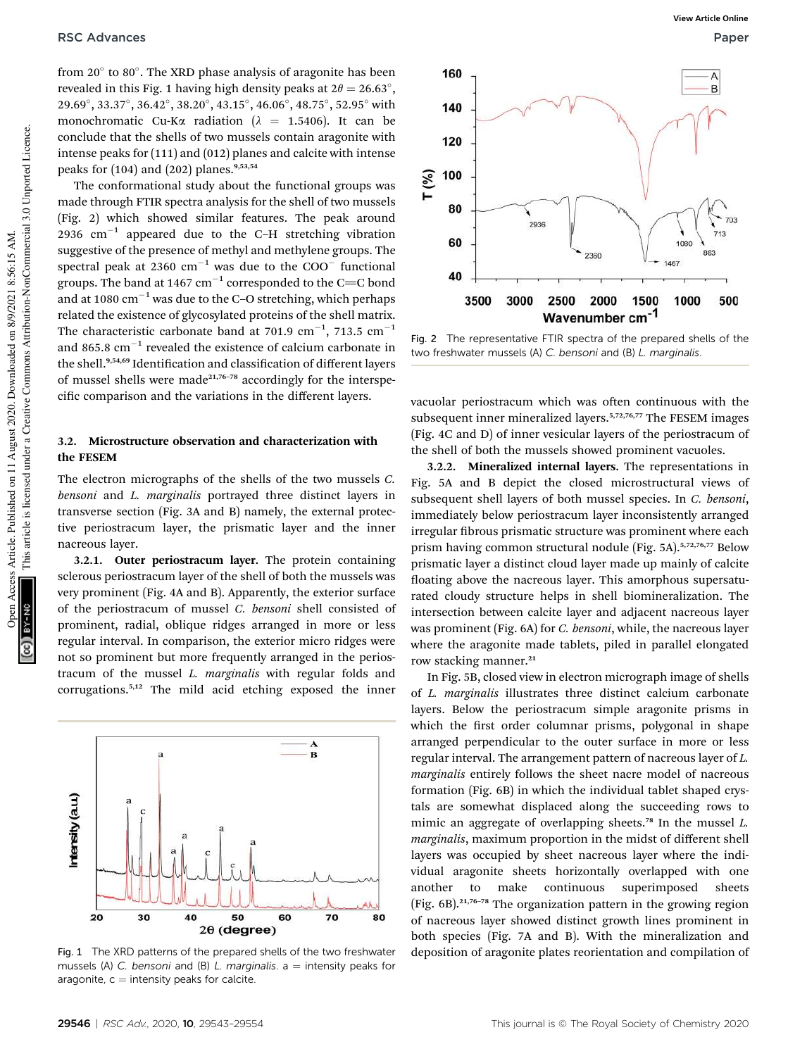from 20° to 80°. The XRD phase analysis of aragonite has been revealed in this Fig. 1 having high density peaks at $2\theta = 26.63°$, 29.69°, 33.37°, 36.42°, 38.20°, 43.15°, 46.06°, 48.75°, 52.95° with monochromatic Cu-Kα radiation ($\lambda = 1.5406$). It can be conclude that the shells of two mussels contain aragonite with intense peaks for (111) and (012) planes and calcite with intense peaks for (104) and (202) planes.[9,53,54]

The conformational study about the functional groups was made through FTIR spectra analysis for the shell of two mussels (Fig. 2) which showed similar features. The peak around 2936 cm$^{-1}$ appeared due to the C–H stretching vibration suggestive of the presence of methyl and methylene groups. The spectral peak at 2360 cm$^{-1}$ was due to the $COO^-$ functional groups. The band at 1467 cm$^{-1}$ corresponded to the C═C bond and at 1080 cm$^{-1}$ was due to the C–O stretching, which perhaps related the existence of glycosylated proteins of the shell matrix. The characteristic carbonate band at 701.9 cm$^{-1}$, 713.5 cm$^{-1}$ and 865.8 cm$^{-1}$ revealed the existence of calcium carbonate in the shell.[9,54,69] Identification and classification of different layers of mussel shells were made[21,76–78] accordingly for the interspecific comparison and the variations in the different layers.

Fig. 2 The representative FTIR spectra of the prepared shells of the two freshwater mussels (A) *C. bensoni* and (B) *L. marginalis*.

### 3.2. Microstructure observation and characterization with the FESEM

The electron micrographs of the shells of the two mussels *C. bensoni* and *L. marginalis* portrayed three distinct layers in transverse section (Fig. 3A and B) namely, the external protective periostracum layer, the prismatic layer and the inner nacreous layer.

**3.2.1. Outer periostracum layer.** The protein containing sclerous periostracum layer of the shell of both the mussels was very prominent (Fig. 4A and B). Apparently, the exterior surface of the periostracum of mussel *C. bensoni* shell consisted of prominent, radial, oblique ridges arranged in more or less regular interval. In comparison, the exterior micro ridges were not so prominent but more frequently arranged in the periostracum of the mussel *L. marginalis* with regular folds and corrugations.[5,12] The mild acid etching exposed the inner vacuolar periostracum which was often continuous with the subsequent inner mineralized layers.[5,72,76,77] The FESEM images (Fig. 4C and D) of inner vesicular layers of the periostracum of the shell of both the mussels showed prominent vacuoles.

Fig. 1 The XRD patterns of the prepared shells of the two freshwater mussels (A) *C. bensoni* and (B) *L. marginalis*. a = intensity peaks for aragonite, c = intensity peaks for calcite.

**3.2.2. Mineralized internal layers.** The representations in Fig. 5A and B depict the closed microstructural views of subsequent shell layers of both mussel species. In *C. bensoni*, immediately below periostracum layer inconsistently arranged irregular fibrous prismatic structure was prominent where each prism having common structural nodule (Fig. 5A).[5,72,76,77] Below prismatic layer a distinct cloud layer made up mainly of calcite floating above the nacreous layer. This amorphous supersaturated cloudy structure helps in shell biomineralization. The intersection between calcite layer and adjacent nacreous layer was prominent (Fig. 6A) for *C. bensoni*, while, the nacreous layer where the aragonite made tablets, piled in parallel elongated row stacking manner.[21]

In Fig. 5B, closed view in electron micrograph image of shells of *L. marginalis* illustrates three distinct calcium carbonate layers. Below the periostracum simple aragonite prisms in which the first order columnar prisms, polygonal in shape arranged perpendicular to the outer surface in more or less regular interval. The arrangement pattern of nacreous layer of *L. marginalis* entirely follows the sheet nacre model of nacreous formation (Fig. 6B) in which the individual tablet shaped crystals are somewhat displaced along the succeeding rows to mimic an aggregate of overlapping sheets.[78] In the mussel *L. marginalis*, maximum proportion in the midst of different shell layers was occupied by sheet nacreous layer where the individual aragonite sheets horizontally overlapped with one another to make continuous superimposed sheets (Fig. 6B).[21,76–78] The organization pattern in the growing region of nacreous layer showed distinct growth lines prominent in both species (Fig. 7A and B). With the mineralization and deposition of aragonite plates reorientation and compilation of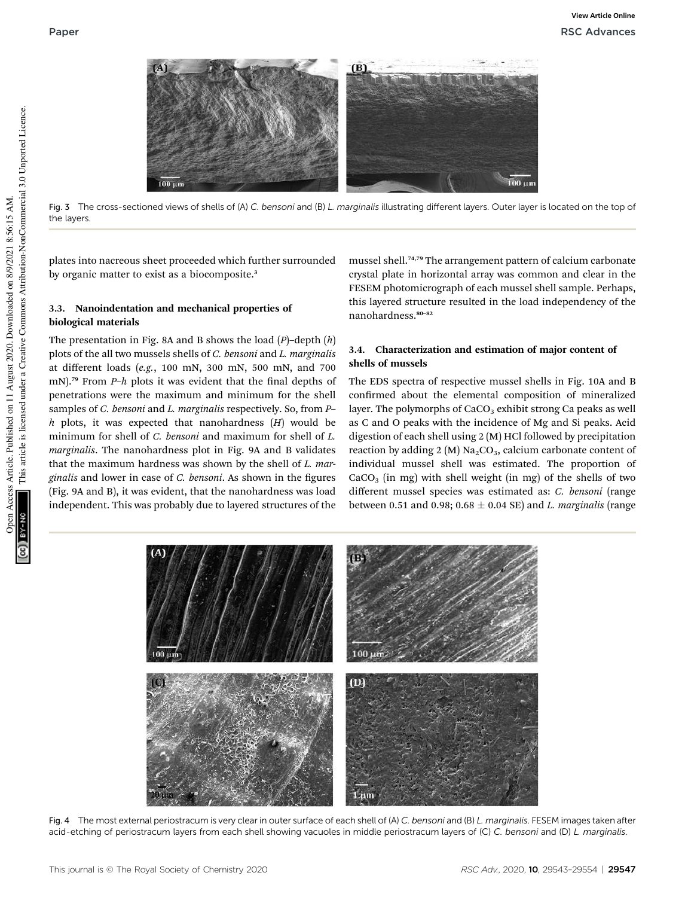Fig. 3 The cross-sectioned views of shells of (A) *C. bensoni* and (B) *L. marginalis* illustrating different layers. Outer layer is located on the top of the layers.

plates into nacreous sheet proceeded which further surrounded by organic matter to exist as a biocomposite.[3]

### 3.3. Nanoindentation and mechanical properties of biological materials

The presentation in Fig. 8A and B shows the load ($P$)–depth ($h$) plots of the all two mussels shells of *C. bensoni* and *L. marginalis* at different loads (*e.g.*, 100 mN, 300 mN, 500 mN, and 700 mN).[79] From $P$–$h$ plots it was evident that the final depths of penetrations were the maximum and minimum for the shell samples of *C. bensoni* and *L. marginalis* respectively. So, from $P$–$h$ plots, it was expected that nanohardness ($H$) would be minimum for shell of *C. bensoni* and maximum for shell of *L. marginalis*. The nanohardness plot in Fig. 9A and B validates that the maximum hardness was shown by the shell of *L. marginalis* and lower in case of *C. bensoni*. As shown in the figures (Fig. 9A and B), it was evident, that the nanohardness was load independent. This was probably due to layered structures of the mussel shell.[74,79] The arrangement pattern of calcium carbonate crystal plate in horizontal array was common and clear in the FESEM photomicrograph of each mussel shell sample. Perhaps, this layered structure resulted in the load independency of the nanohardness.[80–82]

### 3.4. Characterization and estimation of major content of shells of mussels

The EDS spectra of respective mussel shells in Fig. 10A and B confirmed about the elemental composition of mineralized layer. The polymorphs of $CaCO_3$ exhibit strong Ca peaks as well as C and O peaks with the incidence of Mg and Si peaks. Acid digestion of each shell using 2 (M) HCl followed by precipitation reaction by adding 2 (M) $Na_2CO_3$, calcium carbonate content of individual mussel shell was estimated. The proportion of $CaCO_3$ (in mg) with shell weight (in mg) of the shells of two different mussel species was estimated as: *C. bensoni* (range between 0.51 and 0.98; 0.68 ± 0.04 SE) and *L. marginalis* (range

Fig. 4 The most external periostracum is very clear in outer surface of each shell of (A) *C. bensoni* and (B) *L. marginalis*. FESEM images taken after acid-etching of periostracum layers from each shell showing vacuoles in middle periostracum layers of (C) *C. bensoni* and (D) *L. marginalis*.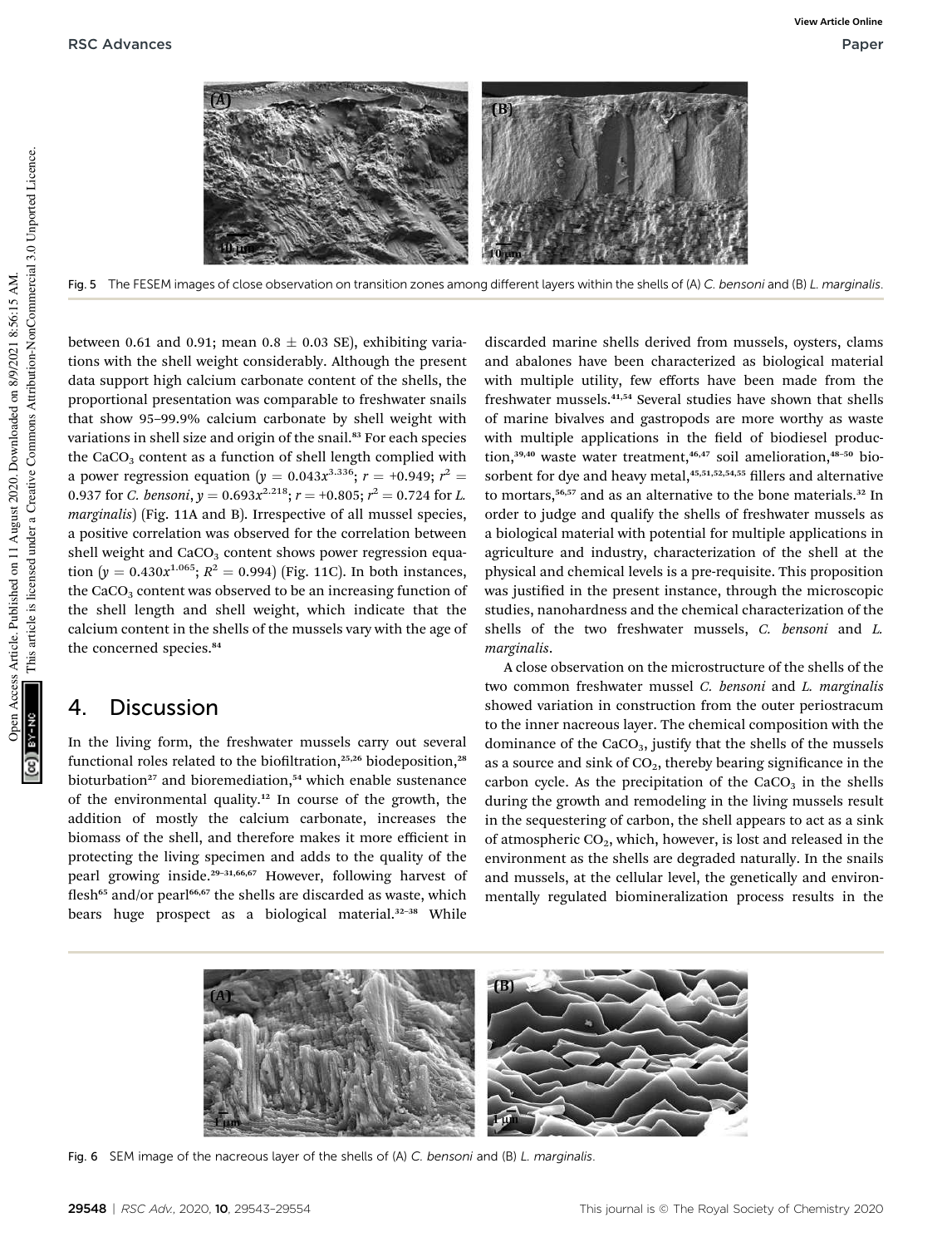Fig. 5 The FESEM images of close observation on transition zones among different layers within the shells of (A) *C. bensoni* and (B) *L. marginalis*.

between 0.61 and 0.91; mean 0.8 ± 0.03 SE), exhibiting variations with the shell weight considerably. Although the present data support high calcium carbonate content of the shells, the proportional presentation was comparable to freshwater snails that show 95–99.9% calcium carbonate by shell weight with variations in shell size and origin of the snail.[83] For each species the $CaCO_3$ content as a function of shell length complied with a power regression equation ($y = 0.043x^{3.336}$; $r = +0.949$; $r^2 = 0.937$ for *C. bensoni*, $y = 0.693x^{2.218}$; $r = +0.805$; $r^2 = 0.724$ for *L. marginalis*) (Fig. 11A and B). Irrespective of all mussel species, a positive correlation was observed for the correlation between shell weight and $CaCO_3$ content shows power regression equation ($y = 0.430x^{1.065}$; $R^2 = 0.994$) (Fig. 11C). In both instances, the $CaCO_3$ content was observed to be an increasing function of the shell length and shell weight, which indicate that the calcium content in the shells of the mussels vary with the age of the concerned species.[84]

## 4. Discussion

In the living form, the freshwater mussels carry out several functional roles related to the biofiltration,[25,26] biodeposition,[28] bioturbation[27] and bioremediation,[54] which enable sustenance of the environmental quality.[12] In course of the growth, the addition of mostly the calcium carbonate, increases the biomass of the shell, and therefore makes it more efficient in protecting the living specimen and adds to the quality of the pearl growing inside.[29–31,66,67] However, following harvest of flesh[65] and/or pearl[66,67] the shells are discarded as waste, which bears huge prospect as a biological material.[32–38] While discarded marine shells derived from mussels, oysters, clams and abalones have been characterized as biological material with multiple utility, few efforts have been made from the freshwater mussels.[41,54] Several studies have shown that shells of marine bivalves and gastropods are more worthy as waste with multiple applications in the field of biodiesel production,[39,40] waste water treatment,[46,47] soil amelioration,[48–50] biosorbent for dye and heavy metal,[45,51,52,54,55] fillers and alternative to mortars,[56,57] and as an alternative to the bone materials.[32] In order to judge and qualify the shells of freshwater mussels as a biological material with potential for multiple applications in agriculture and industry, characterization of the shell at the physical and chemical levels is a pre-requisite. This proposition was justified in the present instance, through the microscopic studies, nanohardness and the chemical characterization of the shells of the two freshwater mussels, *C. bensoni* and *L. marginalis*.

A close observation on the microstructure of the shells of the two common freshwater mussel *C. bensoni* and *L. marginalis* showed variation in construction from the outer periostracum to the inner nacreous layer. The chemical composition with the dominance of the $CaCO_3$, justify that the shells of the mussels as a source and sink of $CO_2$, thereby bearing significance in the carbon cycle. As the precipitation of the $CaCO_3$ in the shells during the growth and remodeling in the living mussels result in the sequestering of carbon, the shell appears to act as a sink of atmospheric $CO_2$, which, however, is lost and released in the environment as the shells are degraded naturally. In the snails and mussels, at the cellular level, the genetically and environmentally regulated biomineralization process results in the

Fig. 6 SEM image of the nacreous layer of the shells of (A) *C. bensoni* and (B) *L. marginalis*.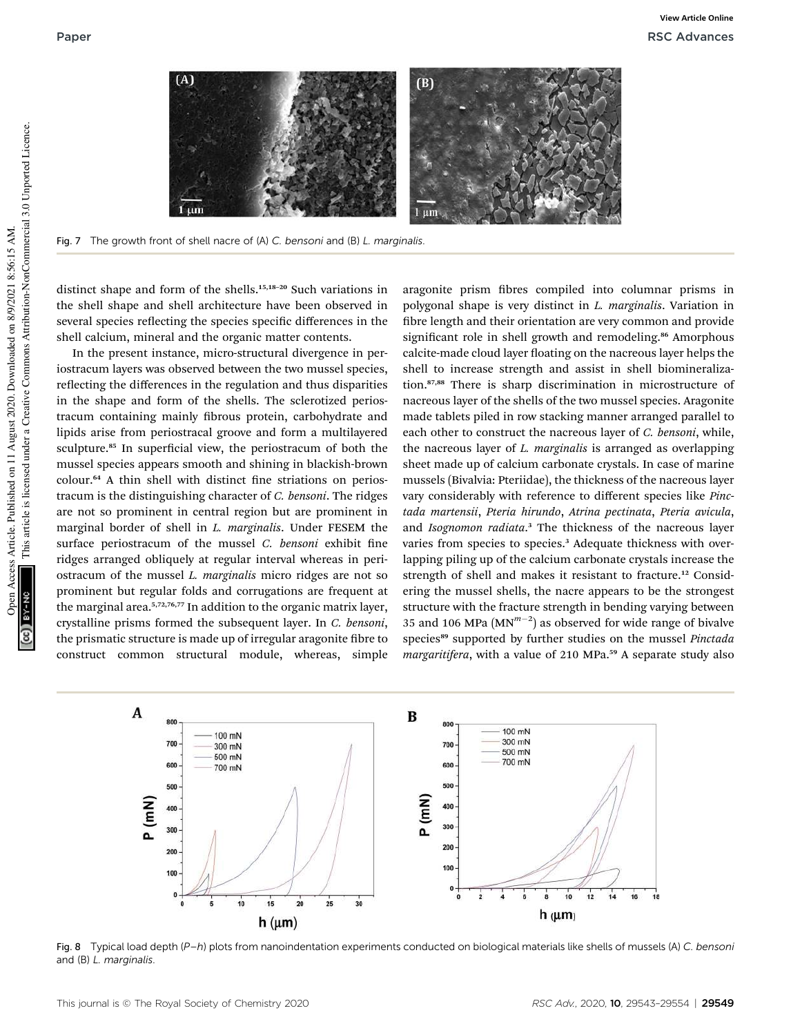Fig. 7 The growth front of shell nacre of (A) *C. bensoni* and (B) *L. marginalis*.

distinct shape and form of the shells.[15,18–20] Such variations in the shell shape and shell architecture have been observed in several species reflecting the species specific differences in the shell calcium, mineral and the organic matter contents.

In the present instance, micro-structural divergence in periostracum layers was observed between the two mussel species, reflecting the differences in the regulation and thus disparities in the shape and form of the shells. The sclerotized periostracum containing mainly fibrous protein, carbohydrate and lipids arise from periostracal groove and form a multilayered sculpture.[85] In superficial view, the periostracum of both the mussel species appears smooth and shining in blackish-brown colour.[64] A thin shell with distinct fine striations on periostracum is the distinguishing character of *C. bensoni*. The ridges are not so prominent in central region but are prominent in marginal border of shell in *L. marginalis*. Under FESEM the surface periostracum of the mussel *C. bensoni* exhibit fine ridges arranged obliquely at regular interval whereas in periostracum of the mussel *L. marginalis* micro ridges are not so prominent but regular folds and corrugations are frequent at the marginal area.[5,72,76,77] In addition to the organic matrix layer, crystalline prisms formed the subsequent layer. In *C. bensoni*, the prismatic structure is made up of irregular aragonite fibre to construct common structural module, whereas, simple aragonite prism fibres compiled into columnar prisms in polygonal shape is very distinct in *L. marginalis*. Variation in fibre length and their orientation are very common and provide significant role in shell growth and remodeling.[86] Amorphous calcite-made cloud layer floating on the nacreous layer helps the shell to increase strength and assist in shell biomineralization.[87,88] There is sharp discrimination in microstructure of nacreous layer of the shells of the two mussel species. Aragonite made tablets piled in row stacking manner arranged parallel to each other to construct the nacreous layer of *C. bensoni*, while, the nacreous layer of *L. marginalis* is arranged as overlapping sheet made up of calcium carbonate crystals. In case of marine mussels (Bivalvia: Pteriidae), the thickness of the nacreous layer vary considerably with reference to different species like *Pinctada martensii*, *Pteria hirundo*, *Atrina pectinata*, *Pteria avicula*, and *Isognomon radiata*.[3] The thickness of the nacreous layer varies from species to species.[3] Adequate thickness with overlapping piling up of the calcium carbonate crystals increase the strength of shell and makes it resistant to fracture.[12] Considering the mussel shells, the nacre appears to be the strongest structure with the fracture strength in bending varying between 35 and 106 MPa ($MN^{m-2}$) as observed for wide range of bivalve species[89] supported by further studies on the mussel *Pinctada margaritifera*, with a value of 210 MPa.[59] A separate study also

Fig. 8 Typical load depth ($P$–$h$) plots from nanoindentation experiments conducted on biological materials like shells of mussels (A) *C. bensoni* and (B) *L. marginalis*.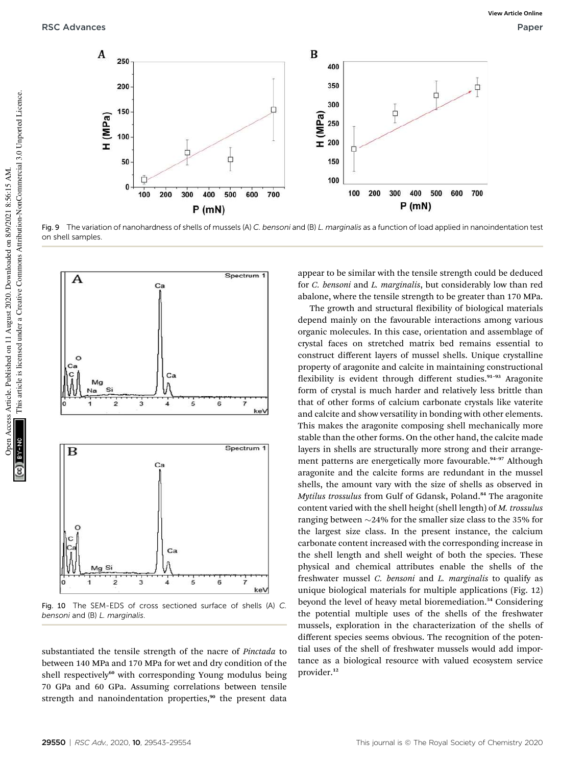Fig. 9 The variation of nanohardness of shells of mussels (A) *C. bensoni* and (B) *L. marginalis* as a function of load applied in nanoindentation test on shell samples.

Fig. 10 The SEM-EDS of cross sectioned surface of shells (A) *C. bensoni* and (B) *L. marginalis*.

substantiated the tensile strength of the nacre of *Pinctada* to between 140 MPa and 170 MPa for wet and dry condition of the shell respectively[60] with corresponding Young modulus being 70 GPa and 60 GPa. Assuming correlations between tensile strength and nanoindentation properties,[90] the present data appear to be similar with the tensile strength could be deduced for *C. bensoni* and *L. marginalis*, but considerably low than red abalone, where the tensile strength to be greater than 170 MPa.

The growth and structural flexibility of biological materials depend mainly on the favourable interactions among various organic molecules. In this case, orientation and assemblage of crystal faces on stretched matrix bed remains essential to construct different layers of mussel shells. Unique crystalline property of aragonite and calcite in maintaining constructional flexibility is evident through different studies.[91–93] Aragonite form of crystal is much harder and relatively less brittle than that of other forms of calcium carbonate crystals like vaterite and calcite and show versatility in bonding with other elements. This makes the aragonite composing shell mechanically more stable than the other forms. On the other hand, the calcite made layers in shells are structurally more strong and their arrangement patterns are energetically more favourable.[94–97] Although aragonite and the calcite forms are redundant in the mussel shells, the amount vary with the size of shells as observed in *Mytilus trossulus* from Gulf of Gdansk, Poland.[84] The aragonite content varied with the shell height (shell length) of *M. trossulus* ranging between ~24% for the smaller size class to the 35% for the largest size class. In the present instance, the calcium carbonate content increased with the corresponding increase in the shell length and shell weight of both the species. These physical and chemical attributes enable the shells of the freshwater mussel *C. bensoni* and *L. marginalis* to qualify as unique biological materials for multiple applications (Fig. 12) beyond the level of heavy metal bioremediation.[54] Considering the potential multiple uses of the shells of the freshwater mussels, exploration in the characterization of the shells of different species seems obvious. The recognition of the potential uses of the shell of freshwater mussels would add importance as a biological resource with valued ecosystem service provider.[12]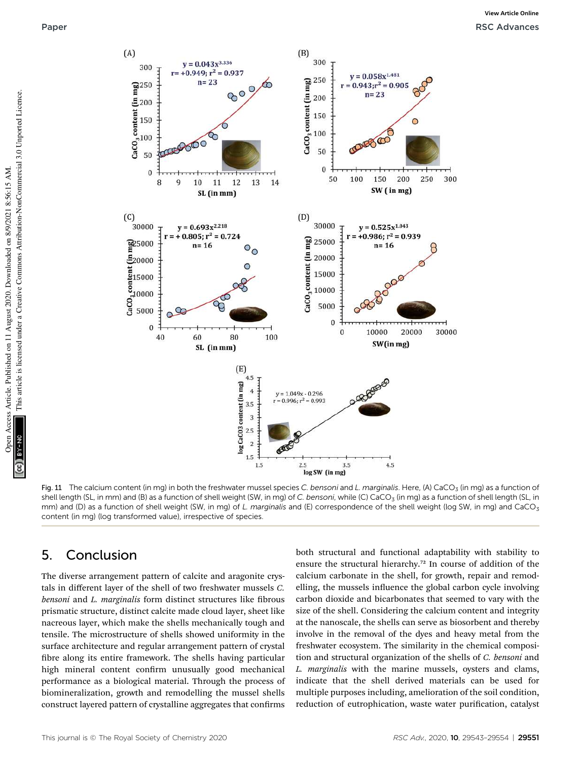Fig. 11 The calcium content (in mg) in both the freshwater mussel species *C. bensoni* and *L. marginalis*. Here, (A) $CaCO_3$ (in mg) as a function of shell length (SL, in mm) and (B) as a function of shell weight (SW, in mg) of *C. bensoni*, while (C) $CaCO_3$ (in mg) as a function of shell length (SL, in mm) and (D) as a function of shell weight (SW, in mg) of *L. marginalis* and (E) correspondence of the shell weight (log SW, in mg) and $CaCO_3$ content (in mg) (log transformed value), irrespective of species.

## 5. Conclusion

The diverse arrangement pattern of calcite and aragonite crystals in different layer of the shell of two freshwater mussels *C. bensoni* and *L. marginalis* form distinct structures like fibrous prismatic structure, distinct calcite made cloud layer, sheet like nacreous layer, which make the shells mechanically tough and tensile. The microstructure of shells showed uniformity in the surface architecture and regular arrangement pattern of crystal fibre along its entire framework. The shells having particular high mineral content confirm unusually good mechanical performance as a biological material. Through the process of biomineralization, growth and remodelling the mussel shells construct layered pattern of crystalline aggregates that confirms both structural and functional adaptability with stability to ensure the structural hierarchy.[72] In course of addition of the calcium carbonate in the shell, for growth, repair and remodelling, the mussels influence the global carbon cycle involving carbon dioxide and bicarbonates that seemed to vary with the size of the shell. Considering the calcium content and integrity at the nanoscale, the shells can serve as biosorbent and thereby involve in the removal of the dyes and heavy metal from the freshwater ecosystem. The similarity in the chemical composition and structural organization of the shells of *C. bensoni* and *L. marginalis* with the marine mussels, oysters and clams, indicate that the shell derived materials can be used for multiple purposes including, amelioration of the soil condition, reduction of eutrophication, waste water purification, catalyst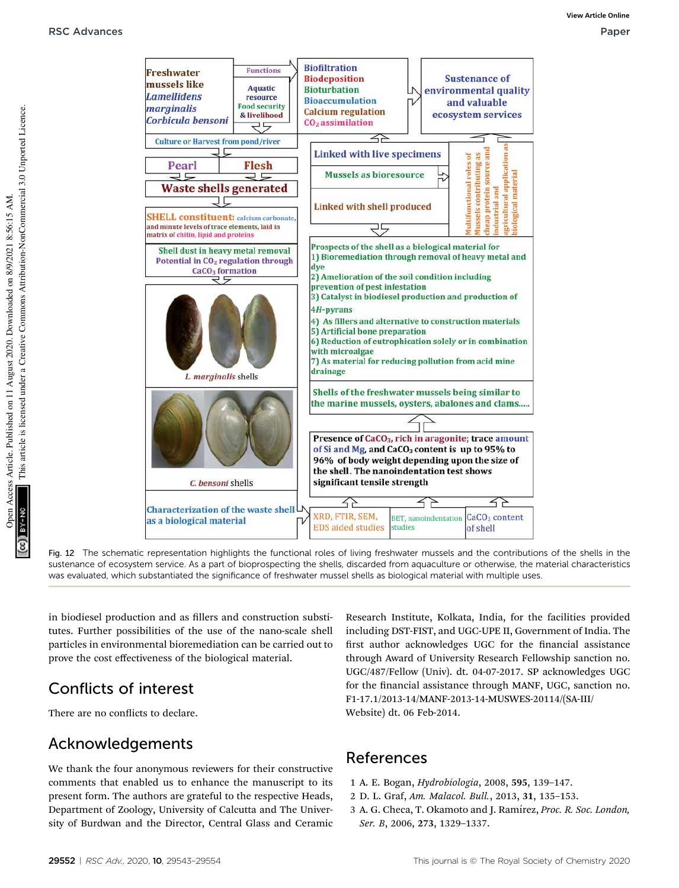Fig. 12 The schematic representation highlights the functional roles of living freshwater mussels and the contributions of the shells in the sustenance of ecosystem service. As a part of bioprospecting the shells, discarded from aquaculture or otherwise, the material characteristics was evaluated, which substantiated the significance of freshwater mussel shells as biological material with multiple uses.

in biodiesel production and as fillers and construction substitutes. Further possibilities of the use of the nano-scale shell particles in environmental bioremediation can be carried out to prove the cost effectiveness of the biological material.

## Conflicts of interest

There are no conflicts to declare.

## Acknowledgements

We thank the four anonymous reviewers for their constructive comments that enabled us to enhance the manuscript to its present form. The authors are grateful to the respective Heads, Department of Zoology, University of Calcutta and The University of Burdwan and the Director, Central Glass and Ceramic Research Institute, Kolkata, India, for the facilities provided including DST-FIST, and UGC-UPE II, Government of India. The first author acknowledges UGC for the financial assistance through Award of University Research Fellowship sanction no. UGC/487/Fellow (Univ). dt. 04-07-2017. SP acknowledges UGC for the financial assistance through MANF, UGC, sanction no. F1-17.1/2013-14/MANF-2013-14-MUSWES-20114/(SA-III/Website) dt. 06 Feb-2014.

## References

1 A. E. Bogan, *Hydrobiologia*, 2008, **595**, 139–147.
2 D. L. Graf, *Am. Malacol. Bull.*, 2013, **31**, 135–153.
3 A. G. Checa, T. Okamoto and J. Ramírez, *Proc. R. Soc. London, Ser. B*, 2006, **273**, 1329–1337.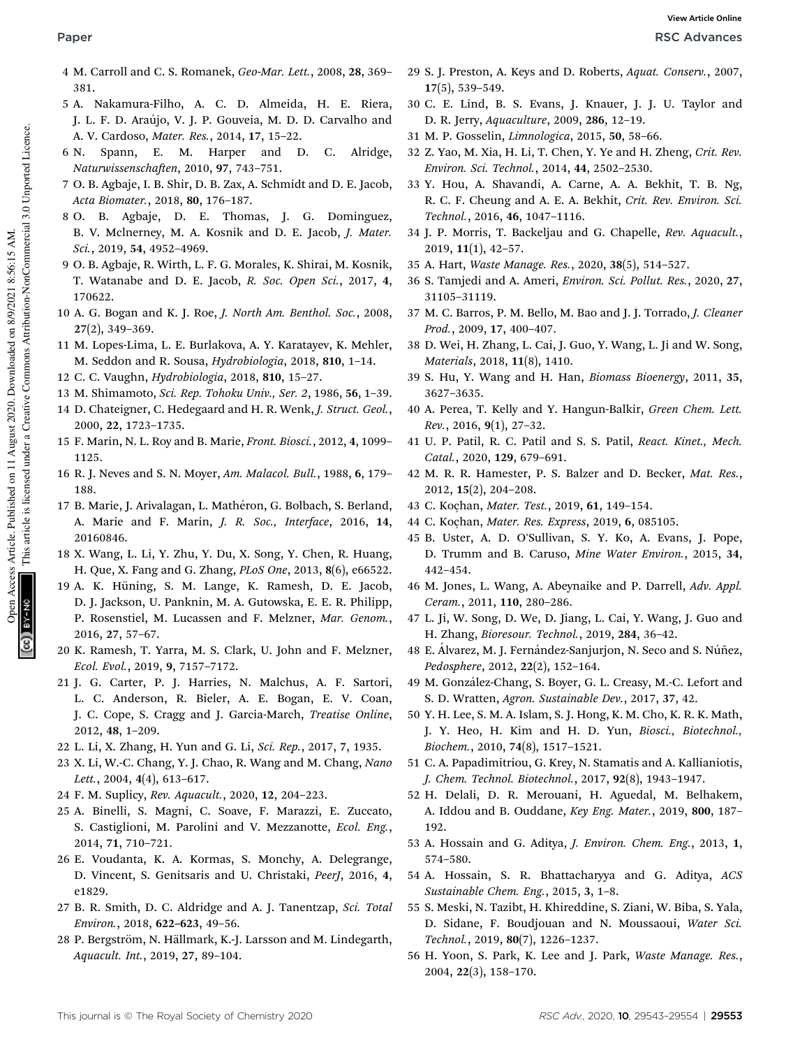4 M. Carroll and C. S. Romanek, *Geo-Mar. Lett.*, 2008, **28**, 369–381.

5 A. Nakamura-Filho, A. C. D. Almeida, H. E. Riera, J. L. F. D. Araújo, V. J. P. Gouveia, M. D. D. Carvalho and A. V. Cardoso, *Mater. Res.*, 2014, **17**, 15–22.

6 N. Spann, E. M. Harper and D. C. Alridge, *Naturwissenschaften*, 2010, **97**, 743–751.

7 O. B. Agbaje, I. B. Shir, D. B. Zax, A. Schmidt and D. E. Jacob, *Acta Biomater.*, 2018, **80**, 176–187.

8 O. B. Agbaje, D. E. Thomas, J. G. Dominguez, B. V. Mclnerney, M. A. Kosnik and D. E. Jacob, *J. Mater. Sci.*, 2019, **54**, 4952–4969.

9 O. B. Agbaje, R. Wirth, L. F. G. Morales, K. Shirai, M. Kosnik, T. Watanabe and D. E. Jacob, *R. Soc. Open Sci.*, 2017, **4**, 170622.

10 A. G. Bogan and K. J. Roe, *J. North Am. Benthol. Soc.*, 2008, **27**(2), 349–369.

11 M. Lopes-Lima, L. E. Burlakova, A. Y. Karatayev, K. Mehler, M. Seddon and R. Sousa, *Hydrobiologia*, 2018, **810**, 1–14.

12 C. C. Vaughn, *Hydrobiologia*, 2018, **810**, 15–27.

13 M. Shimamoto, *Sci. Rep. Tohoku Univ., Ser. 2*, 1986, **56**, 1–39.

14 D. Chateigner, C. Hedegaard and H. R. Wenk, *J. Struct. Geol.*, 2000, **22**, 1723–1735.

15 F. Marin, N. L. Roy and B. Marie, *Front. Biosci.*, 2012, **4**, 1099–1125.

16 R. J. Neves and S. N. Moyer, *Am. Malacol. Bull.*, 1988, **6**, 179–188.

17 B. Marie, J. Arivalagan, L. Mathéron, G. Bolbach, S. Berland, A. Marie and F. Marin, *J. R. Soc., Interface*, 2016, **14**, 20160846.

18 X. Wang, L. Li, Y. Zhu, Y. Du, X. Song, Y. Chen, R. Huang, H. Que, X. Fang and G. Zhang, *PLoS One*, 2013, **8**(6), e66522.

19 A. K. Hüning, S. M. Lange, K. Ramesh, D. E. Jacob, D. J. Jackson, U. Panknin, M. A. Gutowska, E. E. R. Philipp, P. Rosenstiel, M. Lucassen and F. Melzner, *Mar. Genom.*, 2016, **27**, 57–67.

20 K. Ramesh, T. Yarra, M. S. Clark, U. John and F. Melzner, *Ecol. Evol.*, 2019, **9**, 7157–7172.

21 J. G. Carter, P. J. Harries, N. Malchus, A. F. Sartori, L. C. Anderson, R. Bieler, A. E. Bogan, E. V. Coan, J. C. Cope, S. Cragg and J. Garcia-March, *Treatise Online*, 2012, **48**, 1–209.

22 L. Li, X. Zhang, H. Yun and G. Li, *Sci. Rep.*, 2017, **7**, 1935.

23 X. Li, W.-C. Chang, Y. J. Chao, R. Wang and M. Chang, *Nano Lett.*, 2004, **4**(4), 613–617.

24 F. M. Suplicy, *Rev. Aquacult.*, 2020, **12**, 204–223.

25 A. Binelli, S. Magni, C. Soave, F. Marazzi, E. Zuccato, S. Castiglioni, M. Parolini and V. Mezzanotte, *Ecol. Eng.*, 2014, **71**, 710–721.

26 E. Voudanta, K. A. Kormas, S. Monchy, A. Delegrange, D. Vincent, S. Genitsaris and U. Christaki, *PeerJ*, 2016, **4**, e1829.

27 B. R. Smith, D. C. Aldridge and A. J. Tanentzap, *Sci. Total Environ.*, 2018, **622–623**, 49–56.

28 P. Bergström, N. Hällmark, K.-J. Larsson and M. Lindegarth, *Aquacult. Int.*, 2019, **27**, 89–104.

29 S. J. Preston, A. Keys and D. Roberts, *Aquat. Conserv.*, 2007, **17**(5), 539–549.

30 C. E. Lind, B. S. Evans, J. Knauer, J. J. U. Taylor and D. R. Jerry, *Aquaculture*, 2009, **286**, 12–19.

31 M. P. Gosselin, *Limnologica*, 2015, **50**, 58–66.

32 Z. Yao, M. Xia, H. Li, T. Chen, Y. Ye and H. Zheng, *Crit. Rev. Environ. Sci. Technol.*, 2014, **44**, 2502–2530.

33 Y. Hou, A. Shavandi, A. Carne, A. A. Bekhit, T. B. Ng, R. C. F. Cheung and A. E. A. Bekhit, *Crit. Rev. Environ. Sci. Technol.*, 2016, **46**, 1047–1116.

34 J. P. Morris, T. Backeljau and G. Chapelle, *Rev. Aquacult.*, 2019, **11**(1), 42–57.

35 A. Hart, *Waste Manage. Res.*, 2020, **38**(5), 514–527.

36 S. Tamjedi and A. Ameri, *Environ. Sci. Pollut. Res.*, 2020, **27**, 31105–31119.

37 M. C. Barros, P. M. Bello, M. Bao and J. J. Torrado, *J. Cleaner Prod.*, 2009, **17**, 400–407.

38 D. Wei, H. Zhang, L. Cai, J. Guo, Y. Wang, L. Ji and W. Song, *Materials*, 2018, **11**(8), 1410.

39 S. Hu, Y. Wang and H. Han, *Biomass Bioenergy*, 2011, **35**, 3627–3635.

40 A. Perea, T. Kelly and Y. Hangun-Balkir, *Green Chem. Lett. Rev.*, 2016, **9**(1), 27–32.

41 U. P. Patil, R. C. Patil and S. S. Patil, *React. Kinet., Mech. Catal.*, 2020, **129**, 679–691.

42 M. R. R. Hamester, P. S. Balzer and D. Becker, *Mat. Res.*, 2012, **15**(2), 204–208.

43 C. Koçhan, *Mater. Test.*, 2019, **61**, 149–154.

44 C. Koçhan, *Mater. Res. Express*, 2019, **6**, 085105.

45 B. Uster, A. D. O'Sullivan, S. Y. Ko, A. Evans, J. Pope, D. Trumm and B. Caruso, *Mine Water Environ.*, 2015, **34**, 442–454.

46 M. Jones, L. Wang, A. Abeynaike and P. Darrell, *Adv. Appl. Ceram.*, 2011, **110**, 280–286.

47 L. Ji, W. Song, D. We, D. Jiang, L. Cai, Y. Wang, J. Guo and H. Zhang, *Bioresour. Technol.*, 2019, **284**, 36–42.

48 E. Álvarez, M. J. Fernández-Sanjurjon, N. Seco and S. Núñez, *Pedosphere*, 2012, **22**(2), 152–164.

49 M. González-Chang, S. Boyer, G. L. Creasy, M.-C. Lefort and S. D. Wratten, *Agron. Sustainable Dev.*, 2017, **37**, 42.

50 Y. H. Lee, S. M. A. Islam, S. J. Hong, K. M. Cho, K. R. K. Math, J. Y. Heo, H. Kim and H. D. Yun, *Biosci., Biotechnol., Biochem.*, 2010, **74**(8), 1517–1521.

51 C. A. Papadimitriou, G. Krey, N. Stamatis and A. Kallianiotis, *J. Chem. Technol. Biotechnol.*, 2017, **92**(8), 1943–1947.

52 H. Delali, D. R. Merouani, H. Aguedal, M. Belhakem, A. Iddou and B. Ouddane, *Key Eng. Mater.*, 2019, **800**, 187–192.

53 A. Hossain and G. Aditya, *J. Environ. Chem. Eng.*, 2013, **1**, 574–580.

54 A. Hossain, S. R. Bhattacharyya and G. Aditya, *ACS Sustainable Chem. Eng.*, 2015, **3**, 1–8.

55 S. Meski, N. Tazibt, H. Khireddine, S. Ziani, W. Biba, S. Yala, D. Sidane, F. Boudjouan and N. Moussaoui, *Water Sci. Technol.*, 2019, **80**(7), 1226–1237.

56 H. Yoon, S. Park, K. Lee and J. Park, *Waste Manage. Res.*, 2004, **22**(3), 158–170.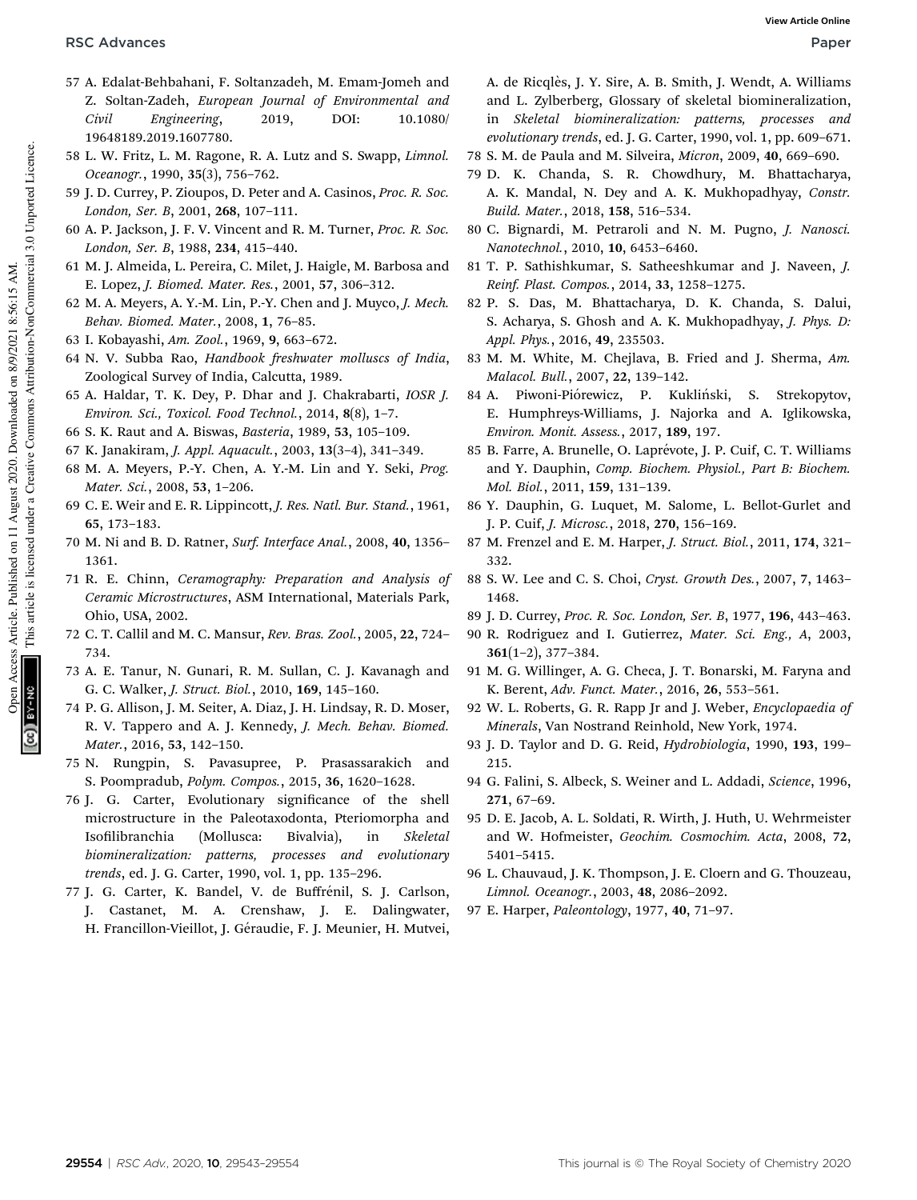57 A. Edalat-Behbahani, F. Soltanzadeh, M. Emam-Jomeh and Z. Soltan-Zadeh, *European Journal of Environmental and Civil Engineering*, 2019, DOI: 10.1080/19648189.2019.1607780.

58 L. W. Fritz, L. M. Ragone, R. A. Lutz and S. Swapp, *Limnol. Oceanogr.*, 1990, **35**(3), 756–762.

59 J. D. Currey, P. Zioupos, D. Peter and A. Casinos, *Proc. R. Soc. London, Ser. B*, 2001, **268**, 107–111.

60 A. P. Jackson, J. F. V. Vincent and R. M. Turner, *Proc. R. Soc. London, Ser. B*, 1988, **234**, 415–440.

61 M. J. Almeida, L. Pereira, C. Milet, J. Haigle, M. Barbosa and E. Lopez, *J. Biomed. Mater. Res.*, 2001, **57**, 306–312.

62 M. A. Meyers, A. Y.-M. Lin, P.-Y. Chen and J. Muyco, *J. Mech. Behav. Biomed. Mater.*, 2008, **1**, 76–85.

63 I. Kobayashi, *Am. Zool.*, 1969, **9**, 663–672.

64 N. V. Subba Rao, *Handbook freshwater molluscs of India*, Zoological Survey of India, Calcutta, 1989.

65 A. Haldar, T. K. Dey, P. Dhar and J. Chakrabarti, *IOSR J. Environ. Sci., Toxicol. Food Technol.*, 2014, **8**(8), 1–7.

66 S. K. Raut and A. Biswas, *Basteria*, 1989, **53**, 105–109.

67 K. Janakiram, *J. Appl. Aquacult.*, 2003, **13**(3–4), 341–349.

68 M. A. Meyers, P.-Y. Chen, A. Y.-M. Lin and Y. Seki, *Prog. Mater. Sci.*, 2008, **53**, 1–206.

69 C. E. Weir and E. R. Lippincott, *J. Res. Natl. Bur. Stand.*, 1961, **65**, 173–183.

70 M. Ni and B. D. Ratner, *Surf. Interface Anal.*, 2008, **40**, 1356–1361.

71 R. E. Chinn, *Ceramography: Preparation and Analysis of Ceramic Microstructures*, ASM International, Materials Park, Ohio, USA, 2002.

72 C. T. Callil and M. C. Mansur, *Rev. Bras. Zool.*, 2005, **22**, 724–734.

73 A. E. Tanur, N. Gunari, R. M. Sullan, C. J. Kavanagh and G. C. Walker, *J. Struct. Biol.*, 2010, **169**, 145–160.

74 P. G. Allison, J. M. Seiter, A. Diaz, J. H. Lindsay, R. D. Moser, R. V. Tappero and A. J. Kennedy, *J. Mech. Behav. Biomed. Mater.*, 2016, **53**, 142–150.

75 N. Rungpin, S. Pavasupree, P. Prasassarakich and S. Poompradub, *Polym. Compos.*, 2015, **36**, 1620–1628.

76 J. G. Carter, Evolutionary significance of the shell microstructure in the Paleotaxodonta, Pteriomorpha and Isofilibranchia (Mollusca: Bivalvia), in *Skeletal biomineralization: patterns, processes and evolutionary trends*, ed. J. G. Carter, 1990, vol. 1, pp. 135–296.

77 J. G. Carter, K. Bandel, V. de Buffrénil, S. J. Carlson, J. Castanet, M. A. Crenshaw, J. E. Dalingwater, H. Francillon-Vieillot, J. Géraudie, F. J. Meunier, H. Mutvei, A. de Ricqlès, J. Y. Sire, A. B. Smith, J. Wendt, A. Williams and L. Zylberberg, Glossary of skeletal biomineralization, in *Skeletal biomineralization: patterns, processes and evolutionary trends*, ed. J. G. Carter, 1990, vol. 1, pp. 609–671.

78 S. M. de Paula and M. Silveira, *Micron*, 2009, **40**, 669–690.

79 D. K. Chanda, S. R. Chowdhury, M. Bhattacharya, A. K. Mandal, N. Dey and A. K. Mukhopadhyay, *Constr. Build. Mater.*, 2018, **158**, 516–534.

80 C. Bignardi, M. Petraroli and N. M. Pugno, *J. Nanosci. Nanotechnol.*, 2010, **10**, 6453–6460.

81 T. P. Sathishkumar, S. Satheeshkumar and J. Naveen, *J. Reinf. Plast. Compos.*, 2014, **33**, 1258–1275.

82 P. S. Das, M. Bhattacharya, D. K. Chanda, S. Dalui, S. Acharya, S. Ghosh and A. K. Mukhopadhyay, *J. Phys. D: Appl. Phys.*, 2016, **49**, 235503.

83 M. M. White, M. Chejlava, B. Fried and J. Sherma, *Am. Malacol. Bull.*, 2007, **22**, 139–142.

84 A. Piwoni-Piórewicz, P. Kukliński, S. Strekopytov, E. Humphreys-Williams, J. Najorka and A. Iglikowska, *Environ. Monit. Assess.*, 2017, **189**, 197.

85 B. Farre, A. Brunelle, O. Laprévote, J. P. Cuif, C. T. Williams and Y. Dauphin, *Comp. Biochem. Physiol., Part B: Biochem. Mol. Biol.*, 2011, **159**, 131–139.

86 Y. Dauphin, G. Luquet, M. Salome, L. Bellot-Gurlet and J. P. Cuif, *J. Microsc.*, 2018, **270**, 156–169.

87 M. Frenzel and E. M. Harper, *J. Struct. Biol.*, 2011, **174**, 321–332.

88 S. W. Lee and C. S. Choi, *Cryst. Growth Des.*, 2007, **7**, 1463–1468.

89 J. D. Currey, *Proc. R. Soc. London, Ser. B*, 1977, **196**, 443–463.

90 R. Rodriguez and I. Gutierrez, *Mater. Sci. Eng., A*, 2003, **361**(1–2), 377–384.

91 M. G. Willinger, A. G. Checa, J. T. Bonarski, M. Faryna and K. Berent, *Adv. Funct. Mater.*, 2016, **26**, 553–561.

92 W. L. Roberts, G. R. Rapp Jr and J. Weber, *Encyclopaedia of Minerals*, Van Nostrand Reinhold, New York, 1974.

93 J. D. Taylor and D. G. Reid, *Hydrobiologia*, 1990, **193**, 199–215.

94 G. Falini, S. Albeck, S. Weiner and L. Addadi, *Science*, 1996, **271**, 67–69.

95 D. E. Jacob, A. L. Soldati, R. Wirth, J. Huth, U. Wehrmeister and W. Hofmeister, *Geochim. Cosmochim. Acta*, 2008, **72**, 5401–5415.

96 L. Chauvaud, J. K. Thompson, J. E. Cloern and G. Thouzeau, *Limnol. Oceanogr.*, 2003, **48**, 2086–2092.

97 E. Harper, *Paleontology*, 1977, **40**, 71–97.